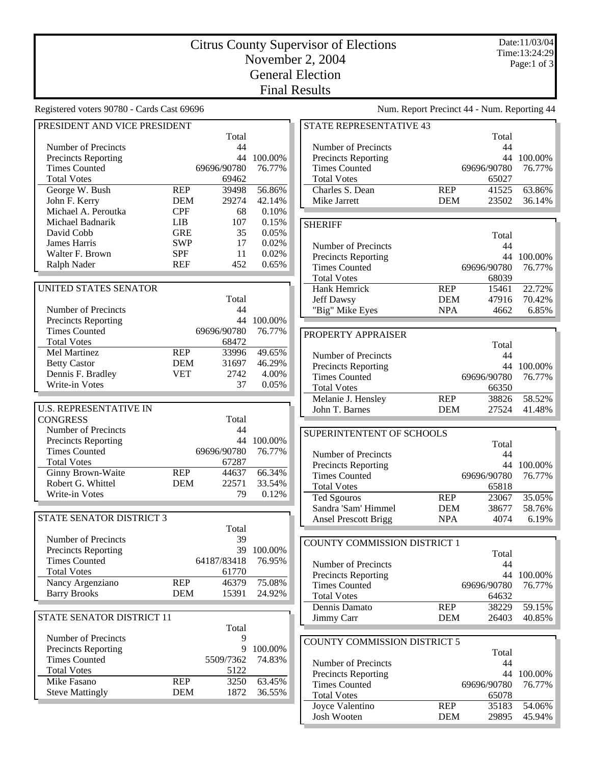# Citrus County Supervisor of Elections
# November 2, 2004
# General Election
# Final Results

Date:11/03/04
Time:13:24:29

Registered voters 90780 - Cards Cast 69696

Num. Report Precinct 44 - Num. Reporting 44

## PRESIDENT AND VICE PRESIDENT

| | | Total | |
|---|---|---|---|
| Number of Precincts | | 44 | |
| Precincts Reporting | | 44 | 100.00% |
| Times Counted | | 69696/90780 | 76.77% |
| Total Votes | | 69462 | |
| George W. Bush | REP | 39498 | 56.86% |
| John F. Kerry | DEM | 29274 | 42.14% |
| Michael A. Peroutka | CPF | 68 | 0.10% |
| Michael Badnarik | LIB | 107 | 0.15% |
| David Cobb | GRE | 35 | 0.05% |
| James Harris | SWP | 17 | 0.02% |
| Walter F. Brown | SPF | 11 | 0.02% |
| Ralph Nader | REF | 452 | 0.65% |

## UNITED STATES SENATOR

| | | Total | |
|---|---|---|---|
| Number of Precincts | | 44 | |
| Precincts Reporting | | 44 | 100.00% |
| Times Counted | | 69696/90780 | 76.77% |
| Total Votes | | 68472 | |
| Mel Martinez | REP | 33996 | 49.65% |
| Betty Castor | DEM | 31697 | 46.29% |
| Dennis F. Bradley | VET | 2742 | 4.00% |
| Write-in Votes | | 37 | 0.05% |

## U.S. REPRESENTATIVE IN CONGRESS

| | | Total | |
|---|---|---|---|
| Number of Precincts | | 44 | |
| Precincts Reporting | | 44 | 100.00% |
| Times Counted | | 69696/90780 | 76.77% |
| Total Votes | | 67287 | |
| Ginny Brown-Waite | REP | 44637 | 66.34% |
| Robert G. Whittel | DEM | 22571 | 33.54% |
| Write-in Votes | | 79 | 0.12% |

## STATE SENATOR DISTRICT 3

| | | Total | |
|---|---|---|---|
| Number of Precincts | | 39 | |
| Precincts Reporting | | 39 | 100.00% |
| Times Counted | | 64187/83418 | 76.95% |
| Total Votes | | 61770 | |
| Nancy Argenziano | REP | 46379 | 75.08% |
| Barry Brooks | DEM | 15391 | 24.92% |

## STATE SENATOR DISTRICT 11

| | | Total | |
|---|---|---|---|
| Number of Precincts | | 9 | |
| Precincts Reporting | | 9 | 100.00% |
| Times Counted | | 5509/7362 | 74.83% |
| Total Votes | | 5122 | |
| Mike Fasano | REP | 3250 | 63.45% |
| Steve Mattingly | DEM | 1872 | 36.55% |

## STATE REPRESENTATIVE 43

| | | Total | |
|---|---|---|---|
| Number of Precincts | | 44 | |
| Precincts Reporting | | 44 | 100.00% |
| Times Counted | | 69696/90780 | 76.77% |
| Total Votes | | 65027 | |
| Charles S. Dean | REP | 41525 | 63.86% |
| Mike Jarrett | DEM | 23502 | 36.14% |

## SHERIFF

| | | Total | |
|---|---|---|---|
| Number of Precincts | | 44 | |
| Precincts Reporting | | 44 | 100.00% |
| Times Counted | | 69696/90780 | 76.77% |
| Total Votes | | 68039 | |
| Hank Hemrick | REP | 15461 | 22.72% |
| Jeff Dawsy | DEM | 47916 | 70.42% |
| "Big" Mike Eyes | NPA | 4662 | 6.85% |

## PROPERTY APPRAISER

| | | Total | |
|---|---|---|---|
| Number of Precincts | | 44 | |
| Precincts Reporting | | 44 | 100.00% |
| Times Counted | | 69696/90780 | 76.77% |
| Total Votes | | 66350 | |
| Melanie J. Hensley | REP | 38826 | 58.52% |
| John T. Barnes | DEM | 27524 | 41.48% |

## SUPERINTENTENT OF SCHOOLS

| | | Total | |
|---|---|---|---|
| Number of Precincts | | 44 | |
| Precincts Reporting | | 44 | 100.00% |
| Times Counted | | 69696/90780 | 76.77% |
| Total Votes | | 65818 | |
| Ted Sgouros | REP | 23067 | 35.05% |
| Sandra 'Sam' Himmel | DEM | 38677 | 58.76% |
| Ansel Prescott Brigg | NPA | 4074 | 6.19% |

## COUNTY COMMISSION DISTRICT 1

| | | Total | |
|---|---|---|---|
| Number of Precincts | | 44 | |
| Precincts Reporting | | 44 | 100.00% |
| Times Counted | | 69696/90780 | 76.77% |
| Total Votes | | 64632 | |
| Dennis Damato | REP | 38229 | 59.15% |
| Jimmy Carr | DEM | 26403 | 40.85% |

## COUNTY COMMISSION DISTRICT 5

| | | Total | |
|---|---|---|---|
| Number of Precincts | | 44 | |
| Precincts Reporting | | 44 | 100.00% |
| Times Counted | | 69696/90780 | 76.77% |
| Total Votes | | 65078 | |
| Joyce Valentino | REP | 35183 | 54.06% |
| Josh Wooten | DEM | 29895 | 45.94% |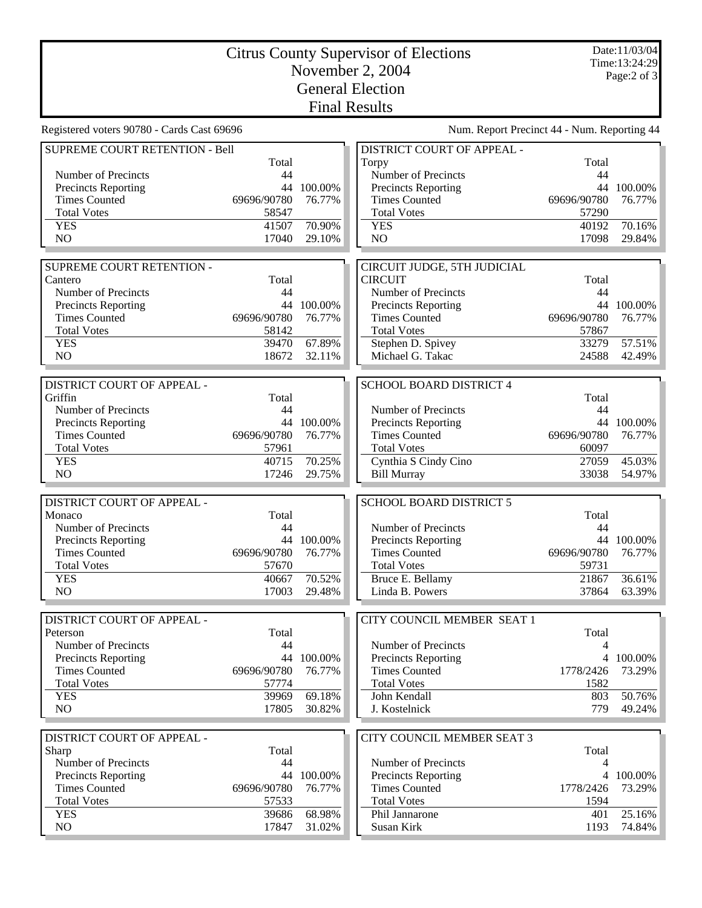# Citrus County Supervisor of Elections
## November 2, 2004
## General Election
## Final Results

Date:11/03/04
Time:13:24:29

Registered voters 90780 - Cards Cast 69696

Num. Report Precinct 44 - Num. Reporting 44

### SUPREME COURT RETENTION - Bell

| | Total | |
|---|---|---|
| Number of Precincts | 44 | |
| Precincts Reporting | 44 | 100.00% |
| Times Counted | 69696/90780 | 76.77% |
| Total Votes | 58547 | |
| YES | 41507 | 70.90% |
| NO | 17040 | 29.10% |

### SUPREME COURT RETENTION - Cantero

| | Total | |
|---|---|---|
| Number of Precincts | 44 | |
| Precincts Reporting | 44 | 100.00% |
| Times Counted | 69696/90780 | 76.77% |
| Total Votes | 58142 | |
| YES | 39470 | 67.89% |
| NO | 18672 | 32.11% |

### DISTRICT COURT OF APPEAL - Griffin

| | Total | |
|---|---|---|
| Number of Precincts | 44 | |
| Precincts Reporting | 44 | 100.00% |
| Times Counted | 69696/90780 | 76.77% |
| Total Votes | 57961 | |
| YES | 40715 | 70.25% |
| NO | 17246 | 29.75% |

### DISTRICT COURT OF APPEAL - Monaco

| | Total | |
|---|---|---|
| Number of Precincts | 44 | |
| Precincts Reporting | 44 | 100.00% |
| Times Counted | 69696/90780 | 76.77% |
| Total Votes | 57670 | |
| YES | 40667 | 70.52% |
| NO | 17003 | 29.48% |

### DISTRICT COURT OF APPEAL - Peterson

| | Total | |
|---|---|---|
| Number of Precincts | 44 | |
| Precincts Reporting | 44 | 100.00% |
| Times Counted | 69696/90780 | 76.77% |
| Total Votes | 57774 | |
| YES | 39969 | 69.18% |
| NO | 17805 | 30.82% |

### DISTRICT COURT OF APPEAL - Sharp

| | Total | |
|---|---|---|
| Number of Precincts | 44 | |
| Precincts Reporting | 44 | 100.00% |
| Times Counted | 69696/90780 | 76.77% |
| Total Votes | 57533 | |
| YES | 39686 | 68.98% |
| NO | 17847 | 31.02% |

### DISTRICT COURT OF APPEAL - Torpy

| | Total | |
|---|---|---|
| Number of Precincts | 44 | |
| Precincts Reporting | 44 | 100.00% |
| Times Counted | 69696/90780 | 76.77% |
| Total Votes | 57290 | |
| YES | 40192 | 70.16% |
| NO | 17098 | 29.84% |

### CIRCUIT JUDGE, 5TH JUDICIAL CIRCUIT

| | Total | |
|---|---|---|
| Number of Precincts | 44 | |
| Precincts Reporting | 44 | 100.00% |
| Times Counted | 69696/90780 | 76.77% |
| Total Votes | 57867 | |
| Stephen D. Spivey | 33279 | 57.51% |
| Michael G. Takac | 24588 | 42.49% |

### SCHOOL BOARD DISTRICT 4

| | Total | |
|---|---|---|
| Number of Precincts | 44 | |
| Precincts Reporting | 44 | 100.00% |
| Times Counted | 69696/90780 | 76.77% |
| Total Votes | 60097 | |
| Cynthia S Cindy Cino | 27059 | 45.03% |
| Bill Murray | 33038 | 54.97% |

### SCHOOL BOARD DISTRICT 5

| | Total | |
|---|---|---|
| Number of Precincts | 44 | |
| Precincts Reporting | 44 | 100.00% |
| Times Counted | 69696/90780 | 76.77% |
| Total Votes | 59731 | |
| Bruce E. Bellamy | 21867 | 36.61% |
| Linda B. Powers | 37864 | 63.39% |

### CITY COUNCIL MEMBER SEAT 1

| | Total | |
|---|---|---|
| Number of Precincts | 4 | |
| Precincts Reporting | 4 | 100.00% |
| Times Counted | 1778/2426 | 73.29% |
| Total Votes | 1582 | |
| John Kendall | 803 | 50.76% |
| J. Kostelnick | 779 | 49.24% |

### CITY COUNCIL MEMBER SEAT 3

| | Total | |
|---|---|---|
| Number of Precincts | 4 | |
| Precincts Reporting | 4 | 100.00% |
| Times Counted | 1778/2426 | 73.29% |
| Total Votes | 1594 | |
| Phil Jannarone | 401 | 25.16% |
| Susan Kirk | 1193 | 74.84% |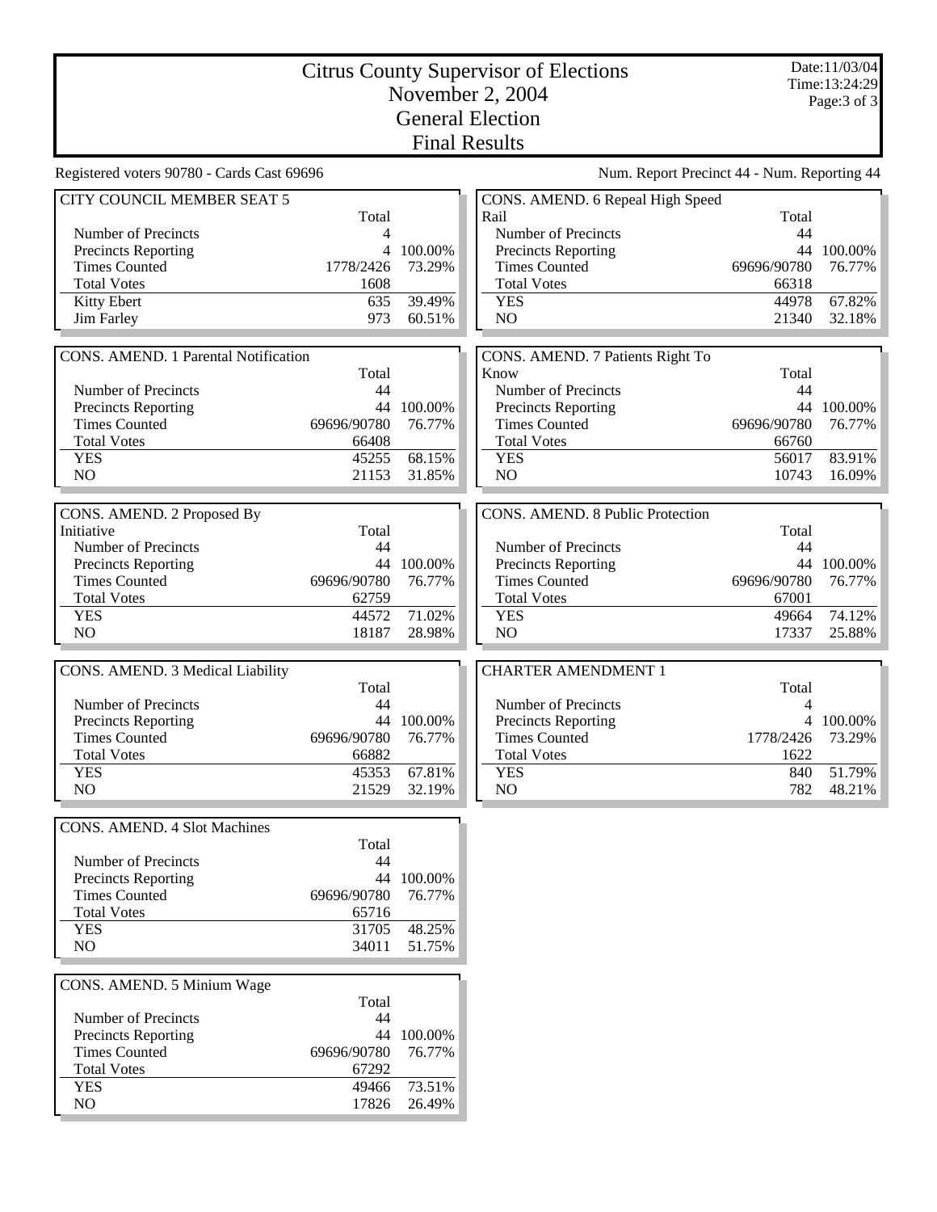# Citrus County Supervisor of Elections
# November 2, 2004
# General Election
# Final Results

Date:11/03/04
Time:13:24:29

Registered voters 90780 - Cards Cast 69696

Num. Report Precinct 44 - Num. Reporting 44

### CITY COUNCIL MEMBER SEAT 5

| | Total | |
|---|---|---|
| Number of Precincts | 4 | |
| Precincts Reporting | 4 | 100.00% |
| Times Counted | 1778/2426 | 73.29% |
| Total Votes | 1608 | |
| Kitty Ebert | 635 | 39.49% |
| Jim Farley | 973 | 60.51% |

### CONS. AMEND. 1 Parental Notification

| | Total | |
|---|---|---|
| Number of Precincts | 44 | |
| Precincts Reporting | 44 | 100.00% |
| Times Counted | 69696/90780 | 76.77% |
| Total Votes | 66408 | |
| YES | 45255 | 68.15% |
| NO | 21153 | 31.85% |

### CONS. AMEND. 2 Proposed By Initiative

| | Total | |
|---|---|---|
| Number of Precincts | 44 | |
| Precincts Reporting | 44 | 100.00% |
| Times Counted | 69696/90780 | 76.77% |
| Total Votes | 62759 | |
| YES | 44572 | 71.02% |
| NO | 18187 | 28.98% |

### CONS. AMEND. 3 Medical Liability

| | Total | |
|---|---|---|
| Number of Precincts | 44 | |
| Precincts Reporting | 44 | 100.00% |
| Times Counted | 69696/90780 | 76.77% |
| Total Votes | 66882 | |
| YES | 45353 | 67.81% |
| NO | 21529 | 32.19% |

### CONS. AMEND. 4 Slot Machines

| | Total | |
|---|---|---|
| Number of Precincts | 44 | |
| Precincts Reporting | 44 | 100.00% |
| Times Counted | 69696/90780 | 76.77% |
| Total Votes | 65716 | |
| YES | 31705 | 48.25% |
| NO | 34011 | 51.75% |

### CONS. AMEND. 5 Minium Wage

| | Total | |
|---|---|---|
| Number of Precincts | 44 | |
| Precincts Reporting | 44 | 100.00% |
| Times Counted | 69696/90780 | 76.77% |
| Total Votes | 67292 | |
| YES | 49466 | 73.51% |
| NO | 17826 | 26.49% |

### CONS. AMEND. 6 Repeal High Speed Rail

| | Total | |
|---|---|---|
| Number of Precincts | 44 | |
| Precincts Reporting | 44 | 100.00% |
| Times Counted | 69696/90780 | 76.77% |
| Total Votes | 66318 | |
| YES | 44978 | 67.82% |
| NO | 21340 | 32.18% |

### CONS. AMEND. 7 Patients Right To Know

| | Total | |
|---|---|---|
| Number of Precincts | 44 | |
| Precincts Reporting | 44 | 100.00% |
| Times Counted | 69696/90780 | 76.77% |
| Total Votes | 66760 | |
| YES | 56017 | 83.91% |
| NO | 10743 | 16.09% |

### CONS. AMEND. 8 Public Protection

| | Total | |
|---|---|---|
| Number of Precincts | 44 | |
| Precincts Reporting | 44 | 100.00% |
| Times Counted | 69696/90780 | 76.77% |
| Total Votes | 67001 | |
| YES | 49664 | 74.12% |
| NO | 17337 | 25.88% |

### CHARTER AMENDMENT 1

| | Total | |
|---|---|---|
| Number of Precincts | 4 | |
| Precincts Reporting | 4 | 100.00% |
| Times Counted | 1778/2426 | 73.29% |
| Total Votes | 1622 | |
| YES | 840 | 51.79% |
| NO | 782 | 48.21% |